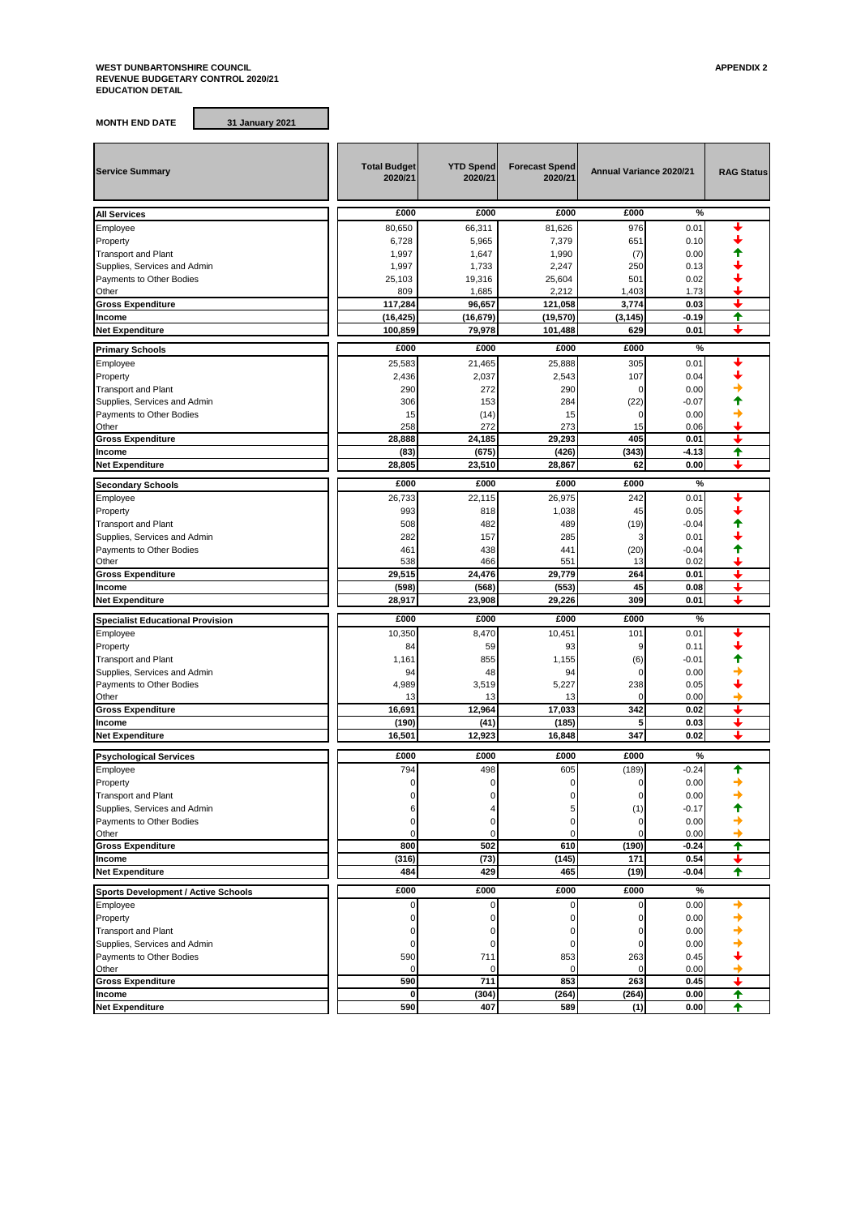**WEST DUNBARTONSHIRE COUNCIL**
**REVENUE BUDGETARY CONTROL 2020/21**
**EDUCATION DETAIL**

**APPENDIX 2**

**MONTH END DATE** | **31 January 2021**

| Service Summary | Total Budget 2020/21 | YTD Spend 2020/21 | Forecast Spend 2020/21 | Annual Variance 2020/21 | | RAG Status |
|---|---|---|---|---|---|---|
| **All Services** | **£000** | **£000** | **£000** | **£000** | **%** | |
| Employee | 80,650 | 66,311 | 81,626 | 976 | 0.01 | ↓ |
| Property | 6,728 | 5,965 | 7,379 | 651 | 0.10 | ↓ |
| Transport and Plant | 1,997 | 1,647 | 1,990 | (7) | 0.00 | ↑ |
| Supplies, Services and Admin | 1,997 | 1,733 | 2,247 | 250 | 0.13 | ↓ |
| Payments to Other Bodies | 25,103 | 19,316 | 25,604 | 501 | 0.02 | ↓ |
| Other | 809 | 1,685 | 2,212 | 1,403 | 1.73 | ↓ |
| **Gross Expenditure** | **117,284** | **96,657** | **121,058** | **3,774** | **0.03** | ↓ |
| **Income** | **(16,425)** | **(16,679)** | **(19,570)** | **(3,145)** | **-0.19** | ↑ |
| **Net Expenditure** | **100,859** | **79,978** | **101,488** | **629** | **0.01** | ↓ |
| **Primary Schools** | **£000** | **£000** | **£000** | **£000** | **%** | |
| Employee | 25,583 | 21,465 | 25,888 | 305 | 0.01 | ↓ |
| Property | 2,436 | 2,037 | 2,543 | 107 | 0.04 | ↓ |
| Transport and Plant | 290 | 272 | 290 | 0 | 0.00 | → |
| Supplies, Services and Admin | 306 | 153 | 284 | (22) | -0.07 | ↑ |
| Payments to Other Bodies | 15 | (14) | 15 | 0 | 0.00 | → |
| Other | 258 | 272 | 273 | 15 | 0.06 | ↓ |
| **Gross Expenditure** | **28,888** | **24,185** | **29,293** | **405** | **0.01** | ↓ |
| **Income** | **(83)** | **(675)** | **(426)** | **(343)** | **-4.13** | ↑ |
| **Net Expenditure** | **28,805** | **23,510** | **28,867** | **62** | **0.00** | ↓ |
| **Secondary Schools** | **£000** | **£000** | **£000** | **£000** | **%** | |
| Employee | 26,733 | 22,115 | 26,975 | 242 | 0.01 | ↓ |
| Property | 993 | 818 | 1,038 | 45 | 0.05 | ↓ |
| Transport and Plant | 508 | 482 | 489 | (19) | -0.04 | ↑ |
| Supplies, Services and Admin | 282 | 157 | 285 | 3 | 0.01 | ↓ |
| Payments to Other Bodies | 461 | 438 | 441 | (20) | -0.04 | ↑ |
| Other | 538 | 466 | 551 | 13 | 0.02 | ↓ |
| **Gross Expenditure** | **29,515** | **24,476** | **29,779** | **264** | **0.01** | ↓ |
| **Income** | **(598)** | **(568)** | **(553)** | **45** | **0.08** | ↓ |
| **Net Expenditure** | **28,917** | **23,908** | **29,226** | **309** | **0.01** | ↓ |
| **Specialist Educational Provision** | **£000** | **£000** | **£000** | **£000** | **%** | |
| Employee | 10,350 | 8,470 | 10,451 | 101 | 0.01 | ↓ |
| Property | 84 | 59 | 93 | 9 | 0.11 | ↓ |
| Transport and Plant | 1,161 | 855 | 1,155 | (6) | -0.01 | ↑ |
| Supplies, Services and Admin | 94 | 48 | 94 | 0 | 0.00 | → |
| Payments to Other Bodies | 4,989 | 3,519 | 5,227 | 238 | 0.05 | ↓ |
| Other | 13 | 13 | 13 | 0 | 0.00 | → |
| **Gross Expenditure** | **16,691** | **12,964** | **17,033** | **342** | **0.02** | ↓ |
| **Income** | **(190)** | **(41)** | **(185)** | **5** | **0.03** | ↓ |
| **Net Expenditure** | **16,501** | **12,923** | **16,848** | **347** | **0.02** | ↓ |
| **Psychological Services** | **£000** | **£000** | **£000** | **£000** | **%** | |
| Employee | 794 | 498 | 605 | (189) | -0.24 | ↑ |
| Property | 0 | 0 | 0 | 0 | 0.00 | → |
| Transport and Plant | 0 | 0 | 0 | 0 | 0.00 | → |
| Supplies, Services and Admin | 6 | 4 | 5 | (1) | -0.17 | ↑ |
| Payments to Other Bodies | 0 | 0 | 0 | 0 | 0.00 | → |
| Other | 0 | 0 | 0 | 0 | 0.00 | → |
| **Gross Expenditure** | **800** | **502** | **610** | **(190)** | **-0.24** | ↑ |
| **Income** | **(316)** | **(73)** | **(145)** | **171** | **0.54** | ↓ |
| **Net Expenditure** | **484** | **429** | **465** | **(19)** | **-0.04** | ↑ |
| **Sports Development / Active Schools** | **£000** | **£000** | **£000** | **£000** | **%** | |
| Employee | 0 | 0 | 0 | 0 | 0.00 | → |
| Property | 0 | 0 | 0 | 0 | 0.00 | → |
| Transport and Plant | 0 | 0 | 0 | 0 | 0.00 | → |
| Supplies, Services and Admin | 0 | 0 | 0 | 0 | 0.00 | → |
| Payments to Other Bodies | 590 | 711 | 853 | 263 | 0.45 | ↓ |
| Other | 0 | 0 | 0 | 0 | 0.00 | → |
| **Gross Expenditure** | **590** | **711** | **853** | **263** | **0.45** | ↓ |
| **Income** | **0** | **(304)** | **(264)** | **(264)** | **0.00** | ↑ |
| **Net Expenditure** | **590** | **407** | **589** | **(1)** | **0.00** | ↑ |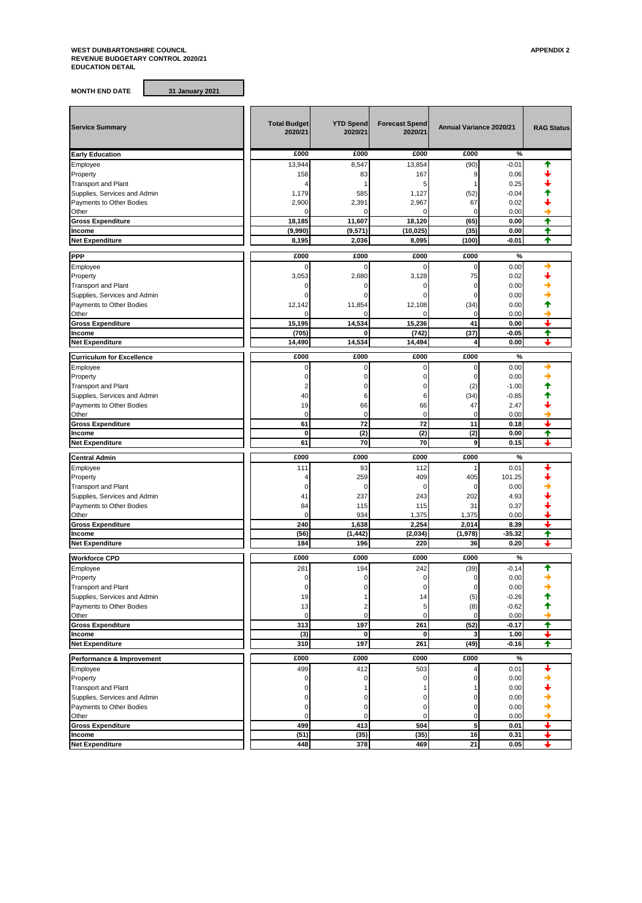**WEST DUNBARTONSHIRE COUNCIL**
**REVENUE BUDGETARY CONTROL 2020/21**
**EDUCATION DETAIL**

**APPENDIX 2**

**MONTH END DATE** | **31 January 2021**

| Service Summary | Total Budget 2020/21 | YTD Spend 2020/21 | Forecast Spend 2020/21 | Annual Variance 2020/21 | | RAG Status |
|---|---|---|---|---|---|---|
| **Early Education** | £000 | £000 | £000 | £000 | % | |
| Employee | 13,944 | 8,547 | 13,854 | (90) | -0.01 | ↑ |
| Property | 158 | 83 | 167 | 9 | 0.06 | ↓ |
| Transport and Plant | 4 | 1 | 5 | 1 | 0.25 | ↓ |
| Supplies, Services and Admin | 1,179 | 585 | 1,127 | (52) | -0.04 | ↑ |
| Payments to Other Bodies | 2,900 | 2,391 | 2,967 | 67 | 0.02 | ↓ |
| Other | 0 | 0 | 0 | 0 | 0.00 | → |
| **Gross Expenditure** | **18,185** | **11,607** | **18,120** | **(65)** | **0.00** | ↑ |
| **Income** | **(9,990)** | **(9,571)** | **(10,025)** | **(35)** | **0.00** | ↑ |
| **Net Expenditure** | **8,195** | **2,036** | **8,095** | **(100)** | **-0.01** | ↑ |
| **PPP** | £000 | £000 | £000 | £000 | % | |
| Employee | 0 | 0 | 0 | 0 | 0.00 | → |
| Property | 3,053 | 2,680 | 3,128 | 75 | 0.02 | ↓ |
| Transport and Plant | 0 | 0 | 0 | 0 | 0.00 | → |
| Supplies, Services and Admin | 0 | 0 | 0 | 0 | 0.00 | → |
| Payments to Other Bodies | 12,142 | 11,854 | 12,108 | (34) | 0.00 | ↑ |
| Other | 0 | 0 | 0 | 0 | 0.00 | → |
| **Gross Expenditure** | **15,195** | **14,534** | **15,236** | **41** | **0.00** | ↓ |
| **Income** | **(705)** | **0** | **(742)** | **(37)** | **-0.05** | ↑ |
| **Net Expenditure** | **14,490** | **14,534** | **14,494** | **4** | **0.00** | ↓ |
| **Curriculum for Excellence** | £000 | £000 | £000 | £000 | % | |
| Employee | 0 | 0 | 0 | 0 | 0.00 | → |
| Property | 0 | 0 | 0 | 0 | 0.00 | → |
| Transport and Plant | 2 | 0 | 0 | (2) | -1.00 | ↑ |
| Supplies, Services and Admin | 40 | 6 | 6 | (34) | -0.85 | ↑ |
| Payments to Other Bodies | 19 | 66 | 66 | 47 | 2.47 | ↓ |
| Other | 0 | 0 | 0 | 0 | 0.00 | → |
| **Gross Expenditure** | **61** | **72** | **72** | **11** | **0.18** | ↓ |
| **Income** | **0** | **(2)** | **(2)** | **(2)** | **0.00** | ↑ |
| **Net Expenditure** | **61** | **70** | **70** | **9** | **0.15** | ↓ |
| **Central Admin** | £000 | £000 | £000 | £000 | % | |
| Employee | 111 | 93 | 112 | 1 | 0.01 | ↓ |
| Property | 4 | 259 | 409 | 405 | 101.25 | ↓ |
| Transport and Plant | 0 | 0 | 0 | 0 | 0.00 | → |
| Supplies, Services and Admin | 41 | 237 | 243 | 202 | 4.93 | ↓ |
| Payments to Other Bodies | 84 | 115 | 115 | 31 | 0.37 | ↓ |
| Other | 0 | 934 | 1,375 | 1,375 | 0.00 | ↓ |
| **Gross Expenditure** | **240** | **1,638** | **2,254** | **2,014** | **8.39** | ↓ |
| **Income** | **(56)** | **(1,442)** | **(2,034)** | **(1,978)** | **-35.32** | ↑ |
| **Net Expenditure** | **184** | **196** | **220** | **36** | **0.20** | ↓ |
| **Workforce CPD** | £000 | £000 | £000 | £000 | % | |
| Employee | 281 | 194 | 242 | (39) | -0.14 | ↑ |
| Property | 0 | 0 | 0 | 0 | 0.00 | → |
| Transport and Plant | 0 | 0 | 0 | 0 | 0.00 | → |
| Supplies, Services and Admin | 19 | 1 | 14 | (5) | -0.26 | ↑ |
| Payments to Other Bodies | 13 | 2 | 5 | (8) | -0.62 | ↑ |
| Other | 0 | 0 | 0 | 0 | 0.00 | → |
| **Gross Expenditure** | **313** | **197** | **261** | **(52)** | **-0.17** | ↑ |
| **Income** | **(3)** | **0** | **0** | **3** | **1.00** | ↓ |
| **Net Expenditure** | **310** | **197** | **261** | **(49)** | **-0.16** | ↑ |
| **Performance & Improvement** | £000 | £000 | £000 | £000 | % | |
| Employee | 499 | 412 | 503 | 4 | 0.01 | ↓ |
| Property | 0 | 0 | 0 | 0 | 0.00 | → |
| Transport and Plant | 0 | 1 | 1 | 1 | 0.00 | ↓ |
| Supplies, Services and Admin | 0 | 0 | 0 | 0 | 0.00 | → |
| Payments to Other Bodies | 0 | 0 | 0 | 0 | 0.00 | → |
| Other | 0 | 0 | 0 | 0 | 0.00 | → |
| **Gross Expenditure** | **499** | **413** | **504** | **5** | **0.01** | ↓ |
| **Income** | **(51)** | **(35)** | **(35)** | **16** | **0.31** | ↓ |
| **Net Expenditure** | **448** | **378** | **469** | **21** | **0.05** | ↓ |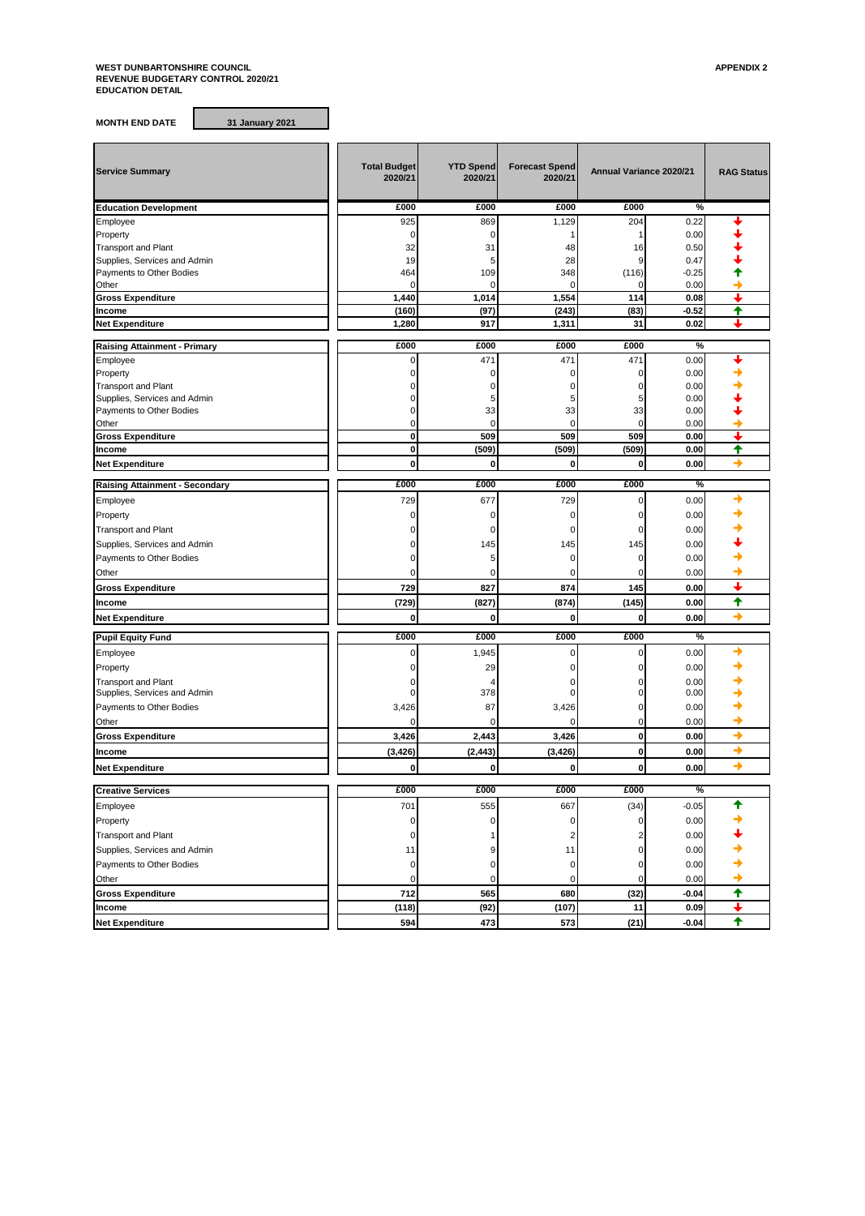**WEST DUNBARTONSHIRE COUNCIL**
**REVENUE BUDGETARY CONTROL 2020/21**
**EDUCATION DETAIL**

**APPENDIX 2**

**MONTH END DATE** 31 January 2021

| Service Summary | Total Budget 2020/21 | YTD Spend 2020/21 | Forecast Spend 2020/21 | Annual Variance 2020/21 | | RAG Status |
|---|---|---|---|---|---|---|
| **Education Development** | £000 | £000 | £000 | £000 | % | |
| Employee | 925 | 869 | 1,129 | 204 | 0.22 | ↓ |
| Property | 0 | 0 | 1 | 1 | 0.00 | ↓ |
| Transport and Plant | 32 | 31 | 48 | 16 | 0.50 | ↓ |
| Supplies, Services and Admin | 19 | 5 | 28 | 9 | 0.47 | ↓ |
| Payments to Other Bodies | 464 | 109 | 348 | (116) | -0.25 | ↑ |
| Other | 0 | 0 | 0 | 0 | 0.00 | → |
| **Gross Expenditure** | **1,440** | **1,014** | **1,554** | **114** | **0.08** | ↓ |
| **Income** | **(160)** | **(97)** | **(243)** | **(83)** | **-0.52** | ↑ |
| **Net Expenditure** | **1,280** | **917** | **1,311** | **31** | **0.02** | ↓ |
| **Raising Attainment - Primary** | £000 | £000 | £000 | £000 | % | |
| Employee | 0 | 471 | 471 | 471 | 0.00 | ↓ |
| Property | 0 | 0 | 0 | 0 | 0.00 | → |
| Transport and Plant | 0 | 0 | 0 | 0 | 0.00 | → |
| Supplies, Services and Admin | 0 | 5 | 5 | 5 | 0.00 | ↓ |
| Payments to Other Bodies | 0 | 33 | 33 | 33 | 0.00 | ↓ |
| Other | 0 | 0 | 0 | 0 | 0.00 | → |
| **Gross Expenditure** | **0** | **509** | **509** | **509** | **0.00** | ↓ |
| **Income** | **0** | **(509)** | **(509)** | **(509)** | **0.00** | ↑ |
| **Net Expenditure** | **0** | **0** | **0** | **0** | **0.00** | → |
| **Raising Attainment - Secondary** | £000 | £000 | £000 | £000 | % | |
| Employee | 729 | 677 | 729 | 0 | 0.00 | → |
| Property | 0 | 0 | 0 | 0 | 0.00 | → |
| Transport and Plant | 0 | 0 | 0 | 0 | 0.00 | → |
| Supplies, Services and Admin | 0 | 145 | 145 | 145 | 0.00 | ↓ |
| Payments to Other Bodies | 0 | 5 | 0 | 0 | 0.00 | → |
| Other | 0 | 0 | 0 | 0 | 0.00 | → |
| **Gross Expenditure** | **729** | **827** | **874** | **145** | **0.00** | ↓ |
| **Income** | **(729)** | **(827)** | **(874)** | **(145)** | **0.00** | ↑ |
| **Net Expenditure** | **0** | **0** | **0** | **0** | **0.00** | → |
| **Pupil Equity Fund** | £000 | £000 | £000 | £000 | % | |
| Employee | 0 | 1,945 | 0 | 0 | 0.00 | → |
| Property | 0 | 29 | 0 | 0 | 0.00 | → |
| Transport and Plant | 0 | 4 | 0 | 0 | 0.00 | → |
| Supplies, Services and Admin | 0 | 378 | 0 | 0 | 0.00 | → |
| Payments to Other Bodies | 3,426 | 87 | 3,426 | 0 | 0.00 | → |
| Other | 0 | 0 | 0 | 0 | 0.00 | → |
| **Gross Expenditure** | **3,426** | **2,443** | **3,426** | **0** | **0.00** | → |
| **Income** | **(3,426)** | **(2,443)** | **(3,426)** | **0** | **0.00** | → |
| **Net Expenditure** | **0** | **0** | **0** | **0** | **0.00** | → |
| **Creative Services** | £000 | £000 | £000 | £000 | % | |
| Employee | 701 | 555 | 667 | (34) | -0.05 | ↑ |
| Property | 0 | 0 | 0 | 0 | 0.00 | → |
| Transport and Plant | 0 | 1 | 2 | 2 | 0.00 | ↓ |
| Supplies, Services and Admin | 11 | 9 | 11 | 0 | 0.00 | → |
| Payments to Other Bodies | 0 | 0 | 0 | 0 | 0.00 | → |
| Other | 0 | 0 | 0 | 0 | 0.00 | → |
| **Gross Expenditure** | **712** | **565** | **680** | **(32)** | **-0.04** | ↑ |
| **Income** | **(118)** | **(92)** | **(107)** | **11** | **0.09** | ↓ |
| **Net Expenditure** | **594** | **473** | **573** | **(21)** | **-0.04** | ↑ |